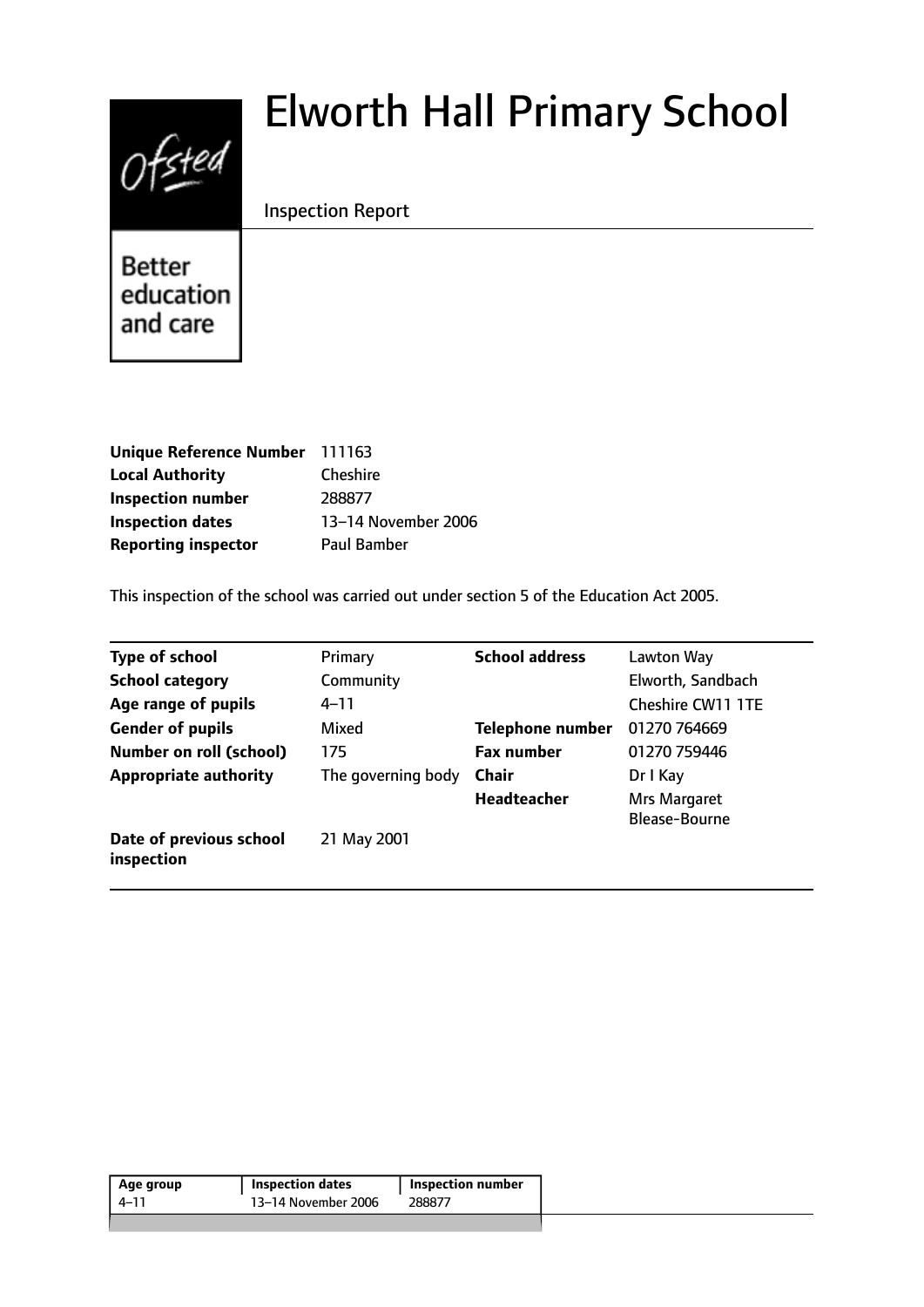# Elworth Hall Primary School

Inspection Report

Better education and care

| | |
|---|---|
| **Unique Reference Number** | 111163 |
| **Local Authority** | Cheshire |
| **Inspection number** | 288877 |
| **Inspection dates** | 13–14 November 2006 |
| **Reporting inspector** | Paul Bamber |

This inspection of the school was carried out under section 5 of the Education Act 2005.

| | | | |
|---|---|---|---|
| **Type of school** | Primary | **School address** | Lawton Way |
| **School category** | Community | | Elworth, Sandbach |
| **Age range of pupils** | 4–11 | | Cheshire CW11 1TE |
| **Gender of pupils** | Mixed | **Telephone number** | 01270 764669 |
| **Number on roll (school)** | 175 | **Fax number** | 01270 759446 |
| **Appropriate authority** | The governing body | **Chair** | Dr I Kay |
| | | **Headteacher** | Mrs Margaret Blease-Bourne |
| **Date of previous school inspection** | 21 May 2001 | | |

| Age group | Inspection dates | Inspection number |
|---|---|---|
| 4–11 | 13–14 November 2006 | 288877 |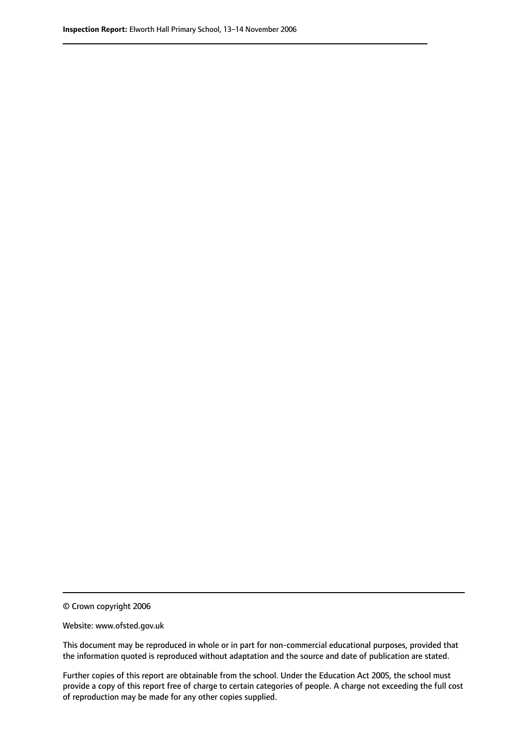© Crown copyright 2006

Website: www.ofsted.gov.uk

This document may be reproduced in whole or in part for non-commercial educational purposes, provided that the information quoted is reproduced without adaptation and the source and date of publication are stated.

Further copies of this report are obtainable from the school. Under the Education Act 2005, the school must provide a copy of this report free of charge to certain categories of people. A charge not exceeding the full cost of reproduction may be made for any other copies supplied.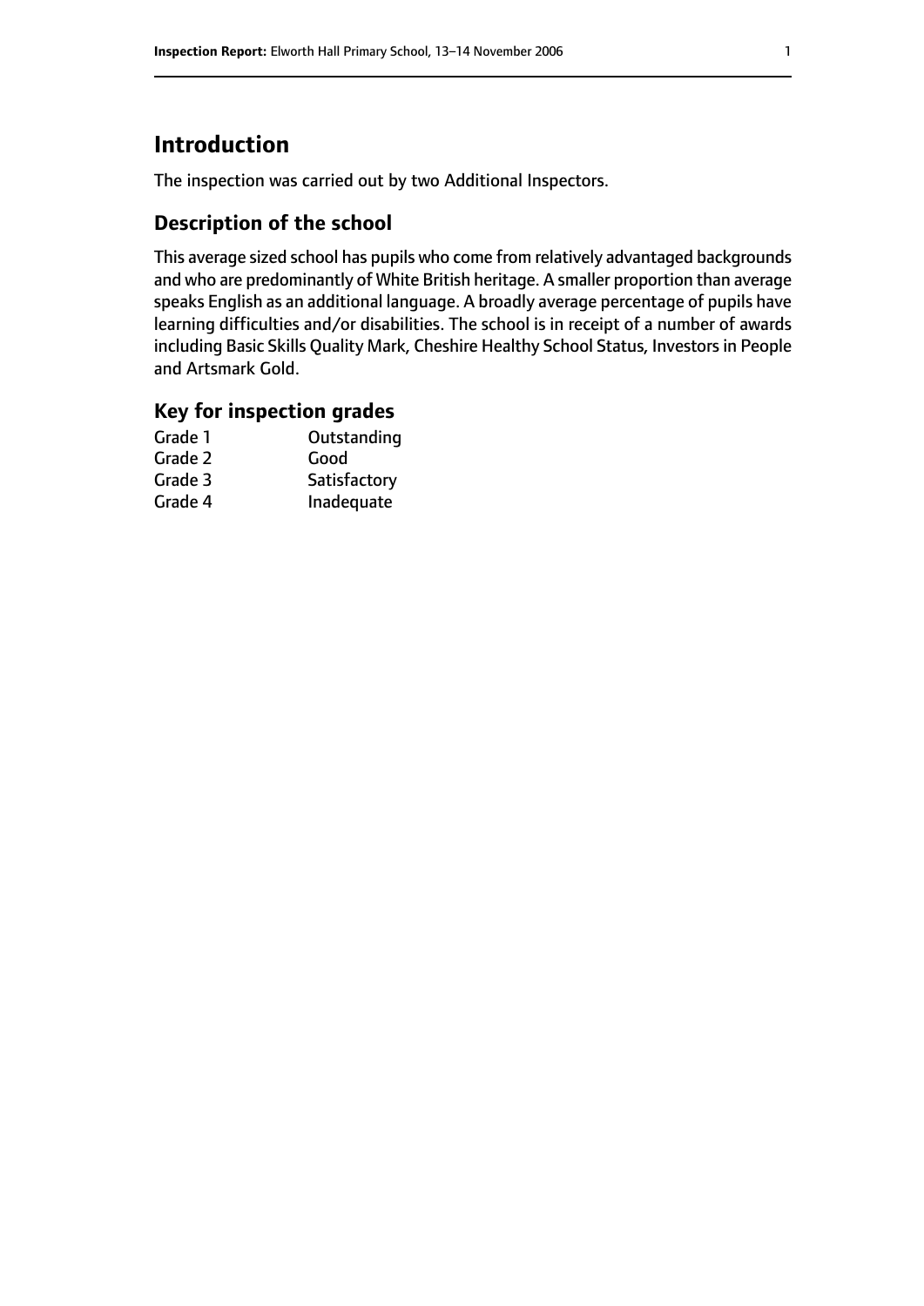# Introduction

The inspection was carried out by two Additional Inspectors.

## Description of the school

This average sized school has pupils who come from relatively advantaged backgrounds and who are predominantly of White British heritage. A smaller proportion than average speaks English as an additional language. A broadly average percentage of pupils have learning difficulties and/or disabilities. The school is in receipt of a number of awards including Basic Skills Quality Mark, Cheshire Healthy School Status, Investors in People and Artsmark Gold.

## Key for inspection grades

| | |
|---|---|
| Grade 1 | Outstanding |
| Grade 2 | Good |
| Grade 3 | Satisfactory |
| Grade 4 | Inadequate |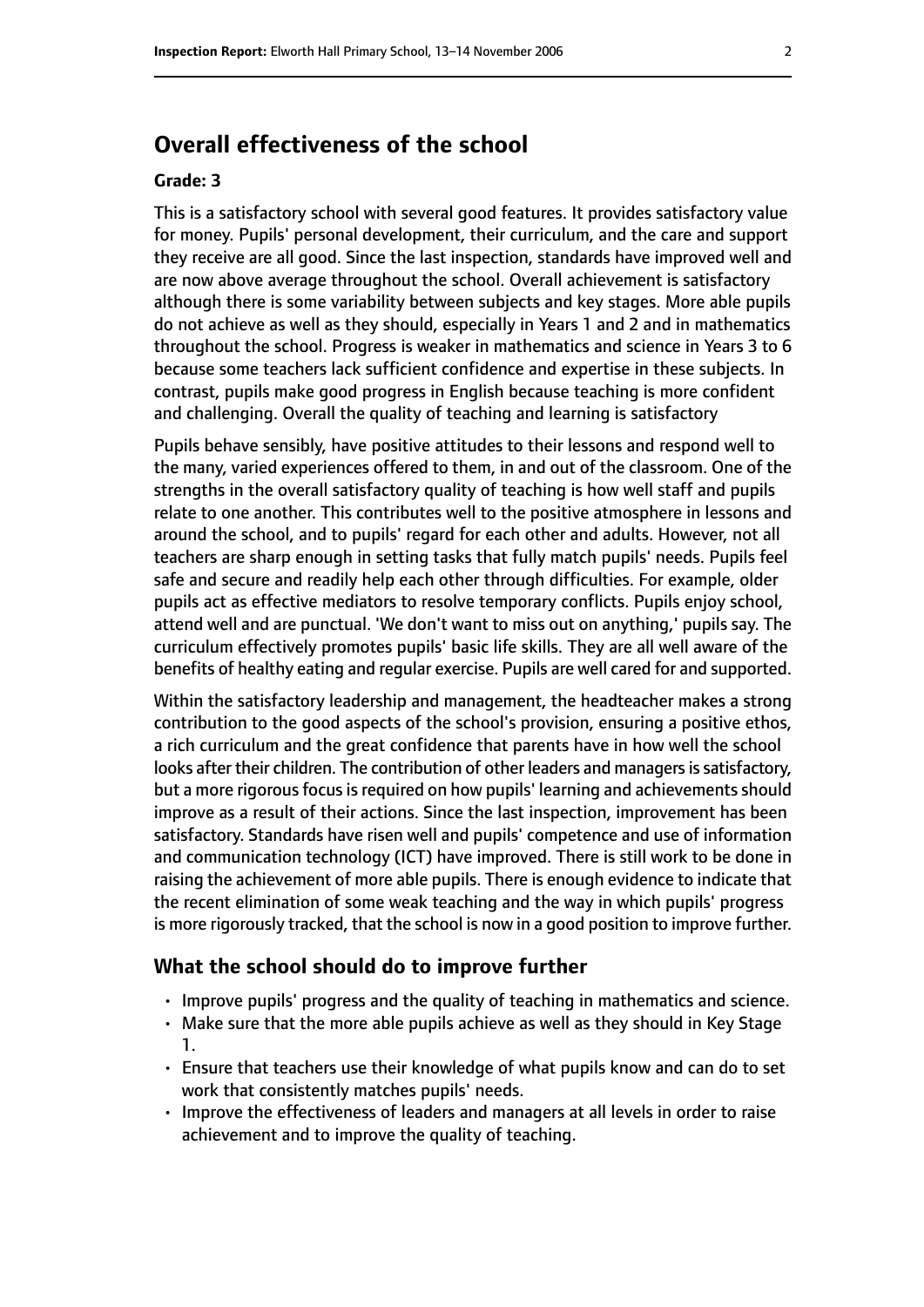## Overall effectiveness of the school

#### Grade: 3

This is a satisfactory school with several good features. It provides satisfactory value for money. Pupils' personal development, their curriculum, and the care and support they receive are all good. Since the last inspection, standards have improved well and are now above average throughout the school. Overall achievement is satisfactory although there is some variability between subjects and key stages. More able pupils do not achieve as well as they should, especially in Years 1 and 2 and in mathematics throughout the school. Progress is weaker in mathematics and science in Years 3 to 6 because some teachers lack sufficient confidence and expertise in these subjects. In contrast, pupils make good progress in English because teaching is more confident and challenging. Overall the quality of teaching and learning is satisfactory

Pupils behave sensibly, have positive attitudes to their lessons and respond well to the many, varied experiences offered to them, in and out of the classroom. One of the strengths in the overall satisfactory quality of teaching is how well staff and pupils relate to one another. This contributes well to the positive atmosphere in lessons and around the school, and to pupils' regard for each other and adults. However, not all teachers are sharp enough in setting tasks that fully match pupils' needs. Pupils feel safe and secure and readily help each other through difficulties. For example, older pupils act as effective mediators to resolve temporary conflicts. Pupils enjoy school, attend well and are punctual. 'We don't want to miss out on anything,' pupils say. The curriculum effectively promotes pupils' basic life skills. They are all well aware of the benefits of healthy eating and regular exercise. Pupils are well cared for and supported.

Within the satisfactory leadership and management, the headteacher makes a strong contribution to the good aspects of the school's provision, ensuring a positive ethos, a rich curriculum and the great confidence that parents have in how well the school looks after their children. The contribution of other leaders and managers is satisfactory, but a more rigorous focus is required on how pupils' learning and achievements should improve as a result of their actions. Since the last inspection, improvement has been satisfactory. Standards have risen well and pupils' competence and use of information and communication technology (ICT) have improved. There is still work to be done in raising the achievement of more able pupils. There is enough evidence to indicate that the recent elimination of some weak teaching and the way in which pupils' progress is more rigorously tracked, that the school is now in a good position to improve further.

### What the school should do to improve further

- Improve pupils' progress and the quality of teaching in mathematics and science.
- Make sure that the more able pupils achieve as well as they should in Key Stage 1.
- Ensure that teachers use their knowledge of what pupils know and can do to set work that consistently matches pupils' needs.
- Improve the effectiveness of leaders and managers at all levels in order to raise achievement and to improve the quality of teaching.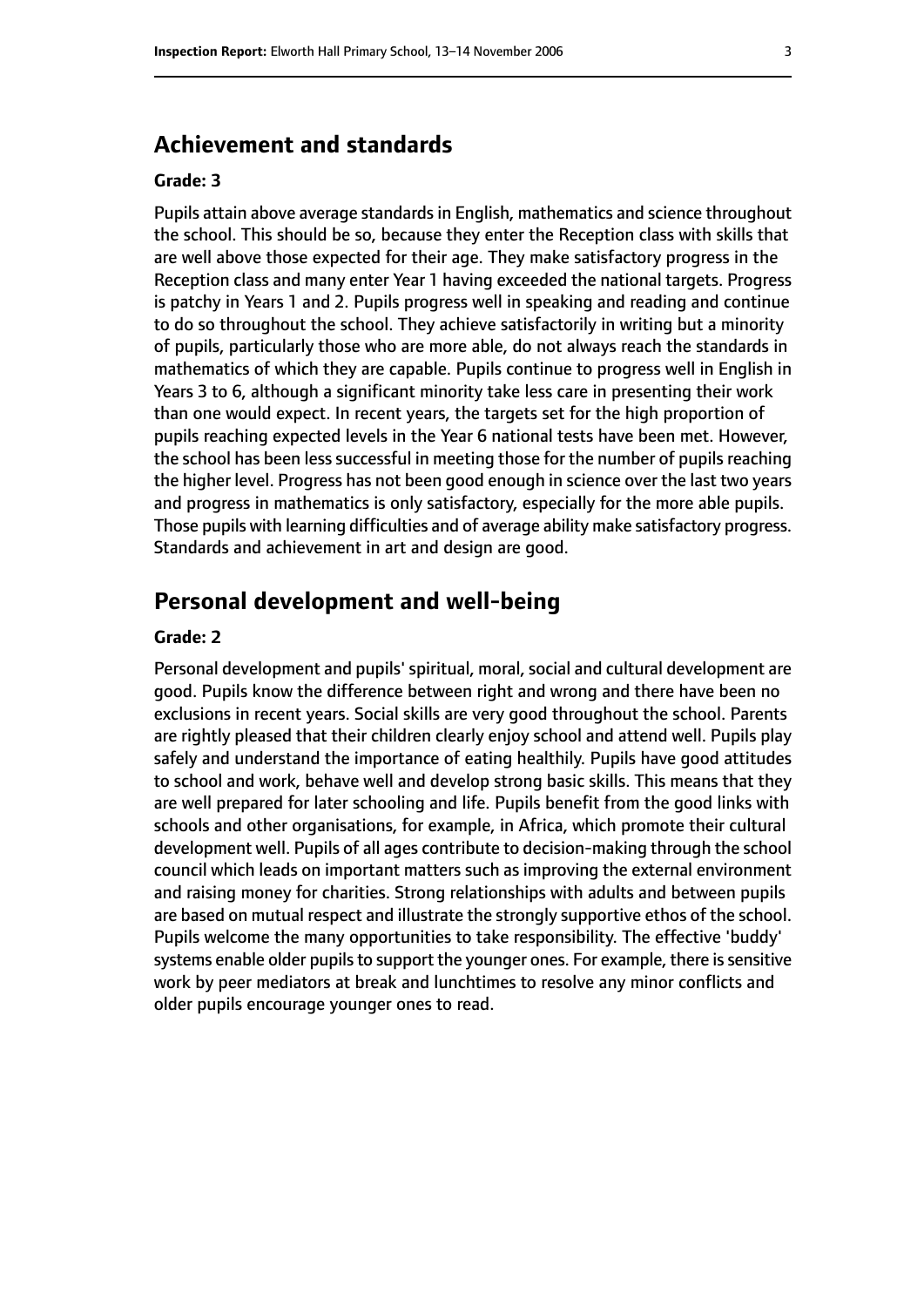## Achievement and standards

**Grade: 3**

Pupils attain above average standards in English, mathematics and science throughout the school. This should be so, because they enter the Reception class with skills that are well above those expected for their age. They make satisfactory progress in the Reception class and many enter Year 1 having exceeded the national targets. Progress is patchy in Years 1 and 2. Pupils progress well in speaking and reading and continue to do so throughout the school. They achieve satisfactorily in writing but a minority of pupils, particularly those who are more able, do not always reach the standards in mathematics of which they are capable. Pupils continue to progress well in English in Years 3 to 6, although a significant minority take less care in presenting their work than one would expect. In recent years, the targets set for the high proportion of pupils reaching expected levels in the Year 6 national tests have been met. However, the school has been less successful in meeting those for the number of pupils reaching the higher level. Progress has not been good enough in science over the last two years and progress in mathematics is only satisfactory, especially for the more able pupils. Those pupils with learning difficulties and of average ability make satisfactory progress. Standards and achievement in art and design are good.

## Personal development and well-being

**Grade: 2**

Personal development and pupils' spiritual, moral, social and cultural development are good. Pupils know the difference between right and wrong and there have been no exclusions in recent years. Social skills are very good throughout the school. Parents are rightly pleased that their children clearly enjoy school and attend well. Pupils play safely and understand the importance of eating healthily. Pupils have good attitudes to school and work, behave well and develop strong basic skills. This means that they are well prepared for later schooling and life. Pupils benefit from the good links with schools and other organisations, for example, in Africa, which promote their cultural development well. Pupils of all ages contribute to decision-making through the school council which leads on important matters such as improving the external environment and raising money for charities. Strong relationships with adults and between pupils are based on mutual respect and illustrate the strongly supportive ethos of the school. Pupils welcome the many opportunities to take responsibility. The effective 'buddy' systems enable older pupils to support the younger ones. For example, there is sensitive work by peer mediators at break and lunchtimes to resolve any minor conflicts and older pupils encourage younger ones to read.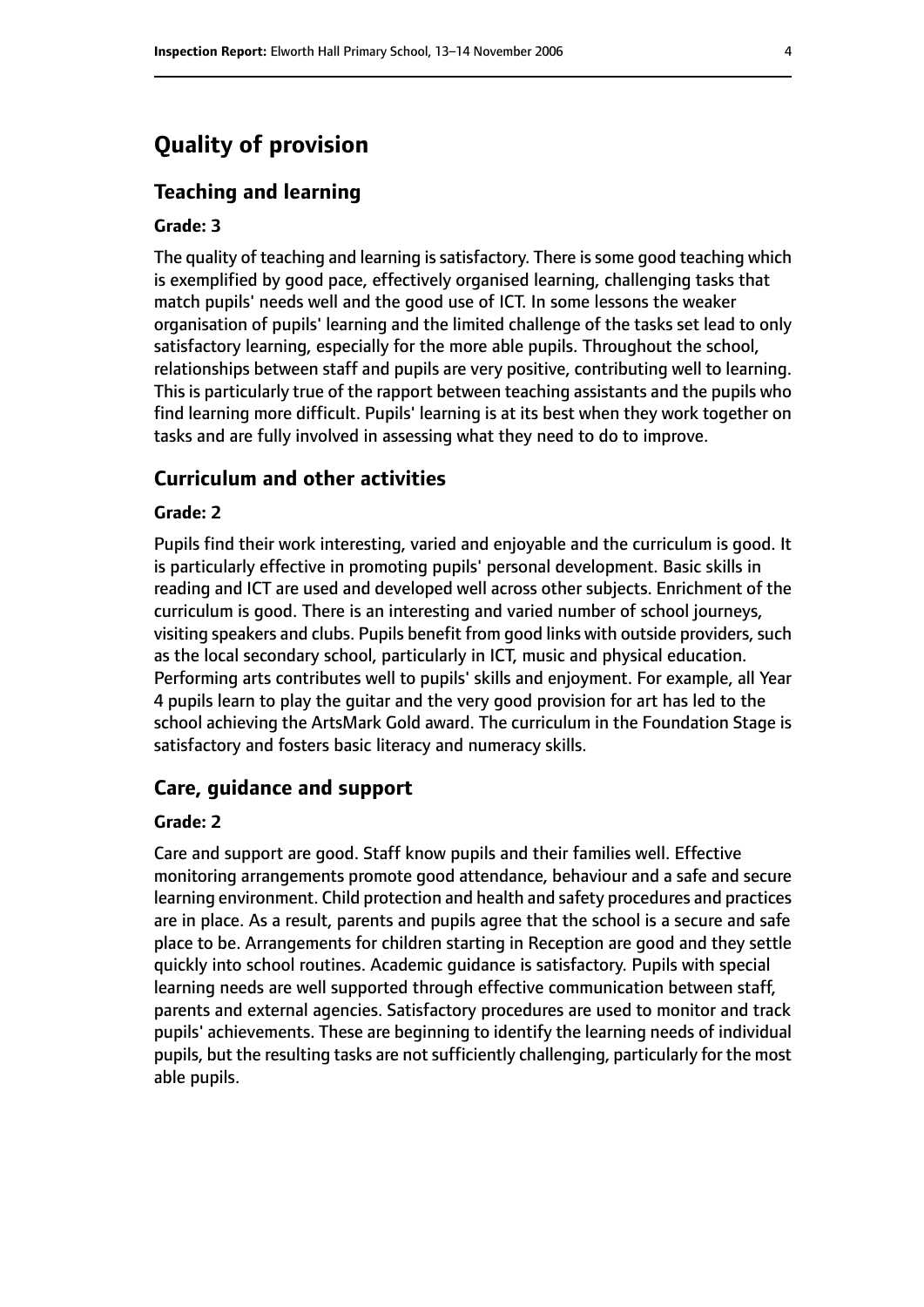# Quality of provision

## Teaching and learning

### Grade: 3

The quality of teaching and learning is satisfactory. There is some good teaching which is exemplified by good pace, effectively organised learning, challenging tasks that match pupils' needs well and the good use of ICT. In some lessons the weaker organisation of pupils' learning and the limited challenge of the tasks set lead to only satisfactory learning, especially for the more able pupils. Throughout the school, relationships between staff and pupils are very positive, contributing well to learning. This is particularly true of the rapport between teaching assistants and the pupils who find learning more difficult. Pupils' learning is at its best when they work together on tasks and are fully involved in assessing what they need to do to improve.

## Curriculum and other activities

### Grade: 2

Pupils find their work interesting, varied and enjoyable and the curriculum is good. It is particularly effective in promoting pupils' personal development. Basic skills in reading and ICT are used and developed well across other subjects. Enrichment of the curriculum is good. There is an interesting and varied number of school journeys, visiting speakers and clubs. Pupils benefit from good links with outside providers, such as the local secondary school, particularly in ICT, music and physical education. Performing arts contributes well to pupils' skills and enjoyment. For example, all Year 4 pupils learn to play the guitar and the very good provision for art has led to the school achieving the ArtsMark Gold award. The curriculum in the Foundation Stage is satisfactory and fosters basic literacy and numeracy skills.

## Care, guidance and support

### Grade: 2

Care and support are good. Staff know pupils and their families well. Effective monitoring arrangements promote good attendance, behaviour and a safe and secure learning environment. Child protection and health and safety procedures and practices are in place. As a result, parents and pupils agree that the school is a secure and safe place to be. Arrangements for children starting in Reception are good and they settle quickly into school routines. Academic guidance is satisfactory. Pupils with special learning needs are well supported through effective communication between staff, parents and external agencies. Satisfactory procedures are used to monitor and track pupils' achievements. These are beginning to identify the learning needs of individual pupils, but the resulting tasks are not sufficiently challenging, particularly for the most able pupils.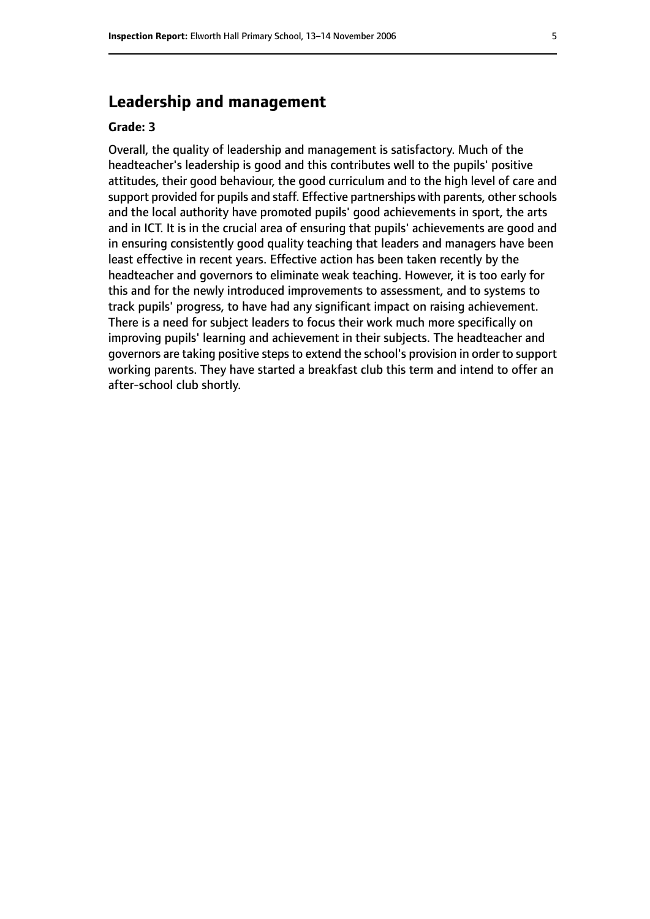## Leadership and management

**Grade: 3**

Overall, the quality of leadership and management is satisfactory. Much of the headteacher's leadership is good and this contributes well to the pupils' positive attitudes, their good behaviour, the good curriculum and to the high level of care and support provided for pupils and staff. Effective partnerships with parents, other schools and the local authority have promoted pupils' good achievements in sport, the arts and in ICT. It is in the crucial area of ensuring that pupils' achievements are good and in ensuring consistently good quality teaching that leaders and managers have been least effective in recent years. Effective action has been taken recently by the headteacher and governors to eliminate weak teaching. However, it is too early for this and for the newly introduced improvements to assessment, and to systems to track pupils' progress, to have had any significant impact on raising achievement. There is a need for subject leaders to focus their work much more specifically on improving pupils' learning and achievement in their subjects. The headteacher and governors are taking positive steps to extend the school's provision in order to support working parents. They have started a breakfast club this term and intend to offer an after-school club shortly.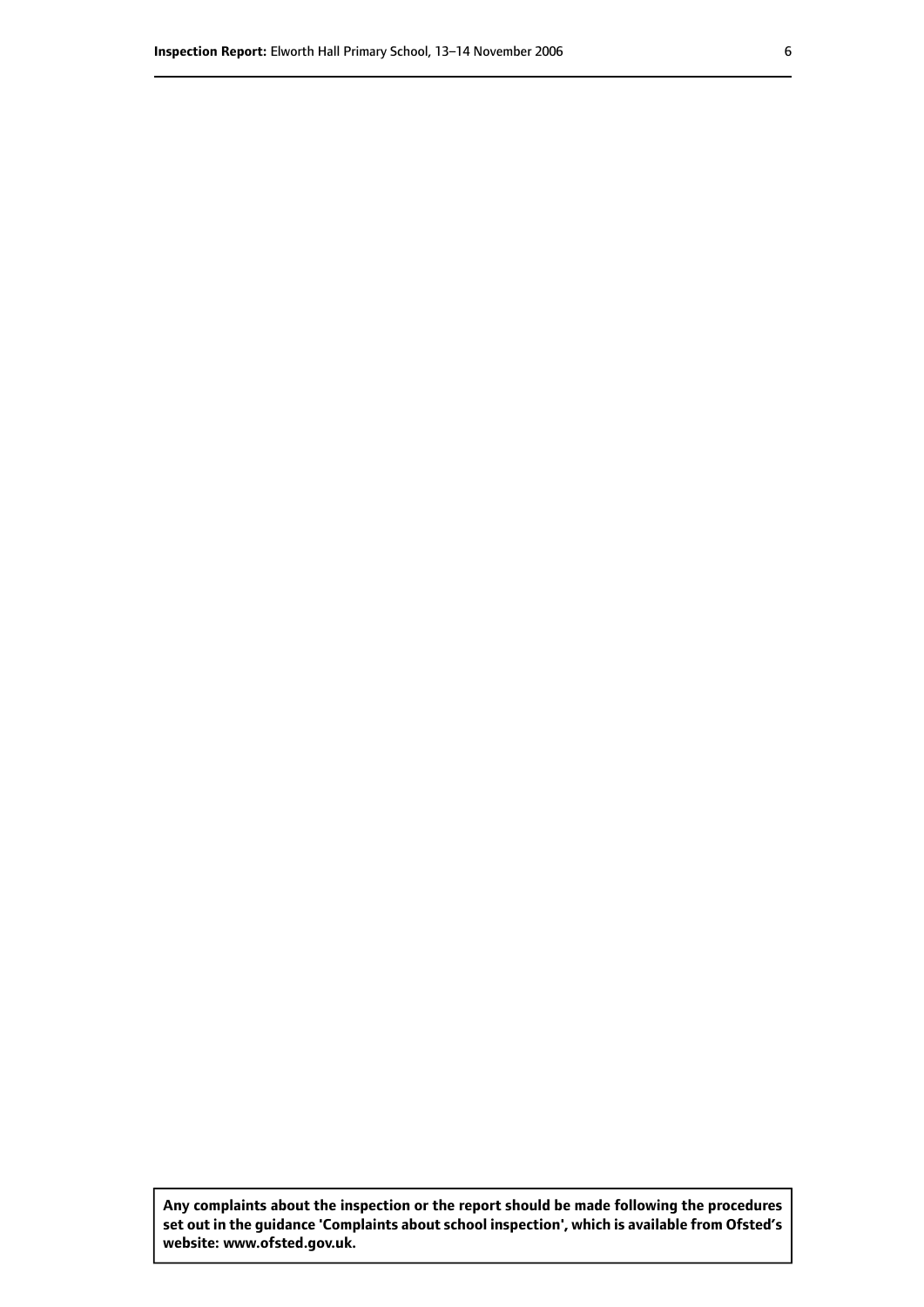**Any complaints about the inspection or the report should be made following the procedures set out in the guidance 'Complaints about school inspection', which is available from Ofsted's website: www.ofsted.gov.uk.**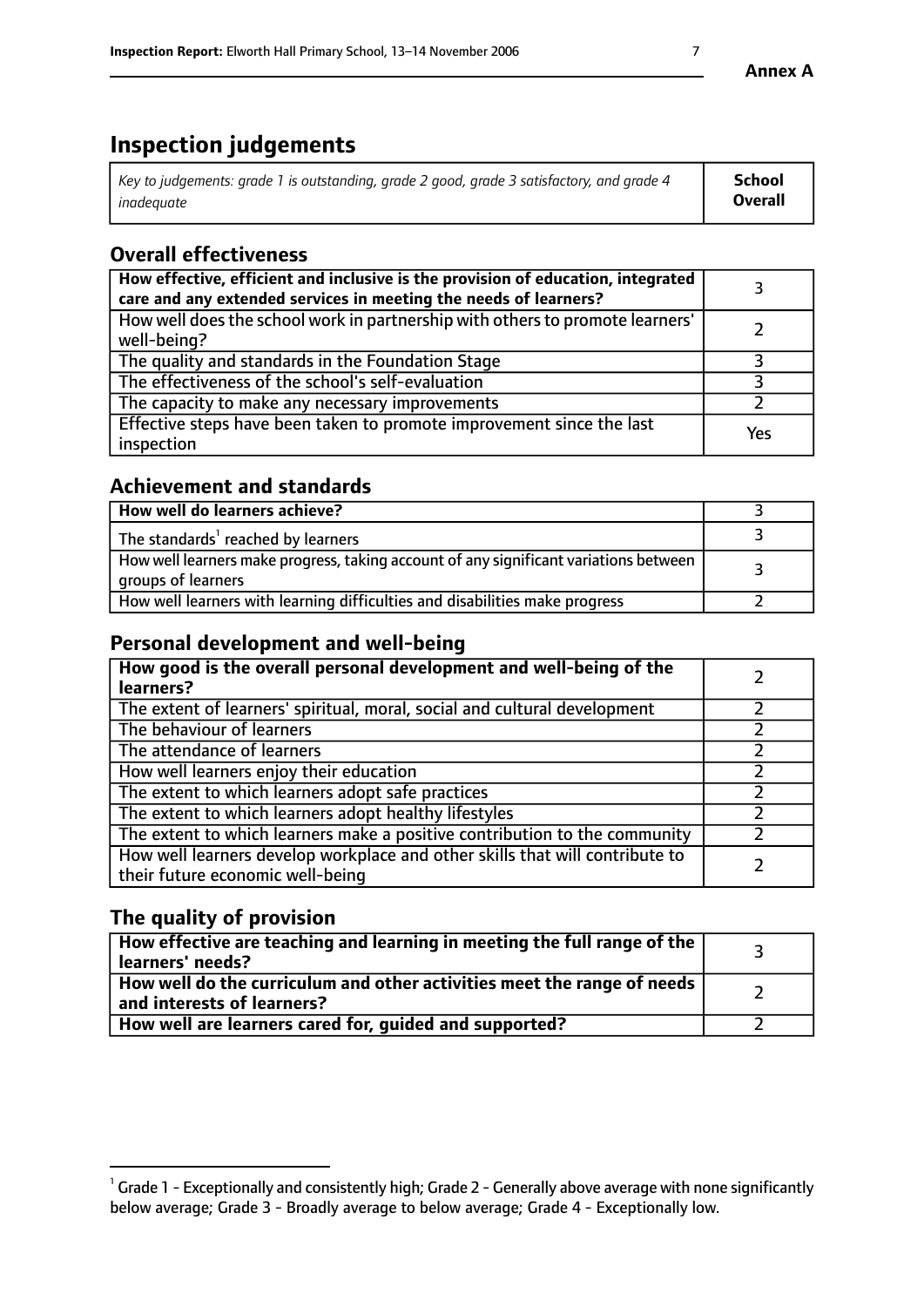Annex A

# Inspection judgements

| *Key to judgements: grade 1 is outstanding, grade 2 good, grade 3 satisfactory, and grade 4 inadequate* | **School Overall** |
|---|---|

## Overall effectiveness

| | |
|---|---|
| **How effective, efficient and inclusive is the provision of education, integrated care and any extended services in meeting the needs of learners?** | 3 |
| How well does the school work in partnership with others to promote learners' well-being? | 2 |
| The quality and standards in the Foundation Stage | 3 |
| The effectiveness of the school's self-evaluation | 3 |
| The capacity to make any necessary improvements | 2 |
| Effective steps have been taken to promote improvement since the last inspection | Yes |

## Achievement and standards

| | |
|---|---|
| **How well do learners achieve?** | 3 |
| The standards[1] reached by learners | 3 |
| How well learners make progress, taking account of any significant variations between groups of learners | 3 |
| How well learners with learning difficulties and disabilities make progress | 2 |

## Personal development and well-being

| | |
|---|---|
| **How good is the overall personal development and well-being of the learners?** | 2 |
| The extent of learners' spiritual, moral, social and cultural development | 2 |
| The behaviour of learners | 2 |
| The attendance of learners | 2 |
| How well learners enjoy their education | 2 |
| The extent to which learners adopt safe practices | 2 |
| The extent to which learners adopt healthy lifestyles | 2 |
| The extent to which learners make a positive contribution to the community | 2 |
| How well learners develop workplace and other skills that will contribute to their future economic well-being | 2 |

## The quality of provision

| | |
|---|---|
| **How effective are teaching and learning in meeting the full range of the learners' needs?** | 3 |
| **How well do the curriculum and other activities meet the range of needs and interests of learners?** | 2 |
| **How well are learners cared for, guided and supported?** | 2 |

[1] Grade 1 - Exceptionally and consistently high; Grade 2 - Generally above average with none significantly below average; Grade 3 - Broadly average to below average; Grade 4 - Exceptionally low.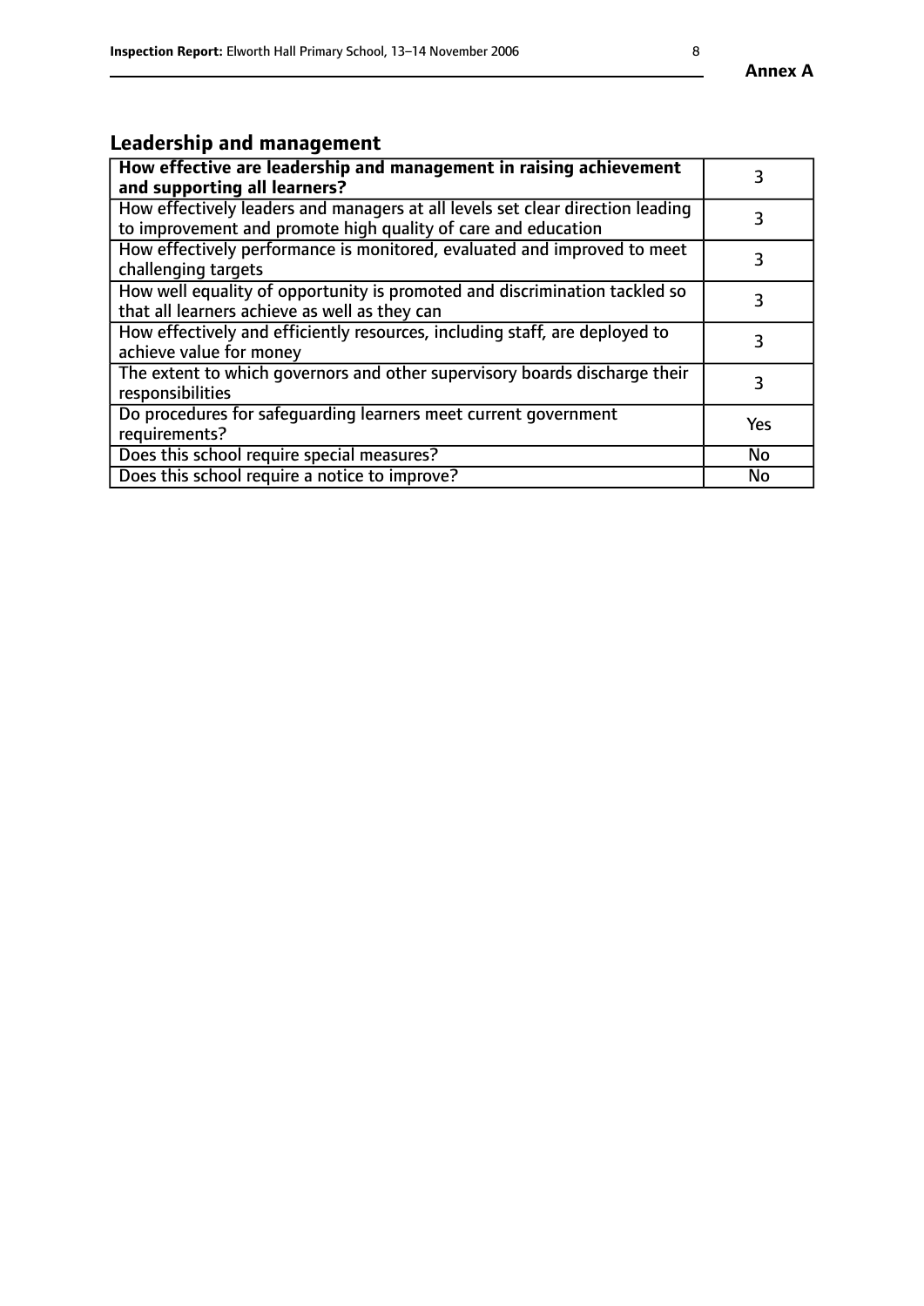## Leadership and management

| **How effective are leadership and management in raising achievement and supporting all learners?** | 3 |
|---|---|
| How effectively leaders and managers at all levels set clear direction leading to improvement and promote high quality of care and education | 3 |
| How effectively performance is monitored, evaluated and improved to meet challenging targets | 3 |
| How well equality of opportunity is promoted and discrimination tackled so that all learners achieve as well as they can | 3 |
| How effectively and efficiently resources, including staff, are deployed to achieve value for money | 3 |
| The extent to which governors and other supervisory boards discharge their responsibilities | 3 |
| Do procedures for safeguarding learners meet current government requirements? | Yes |
| Does this school require special measures? | No |
| Does this school require a notice to improve? | No |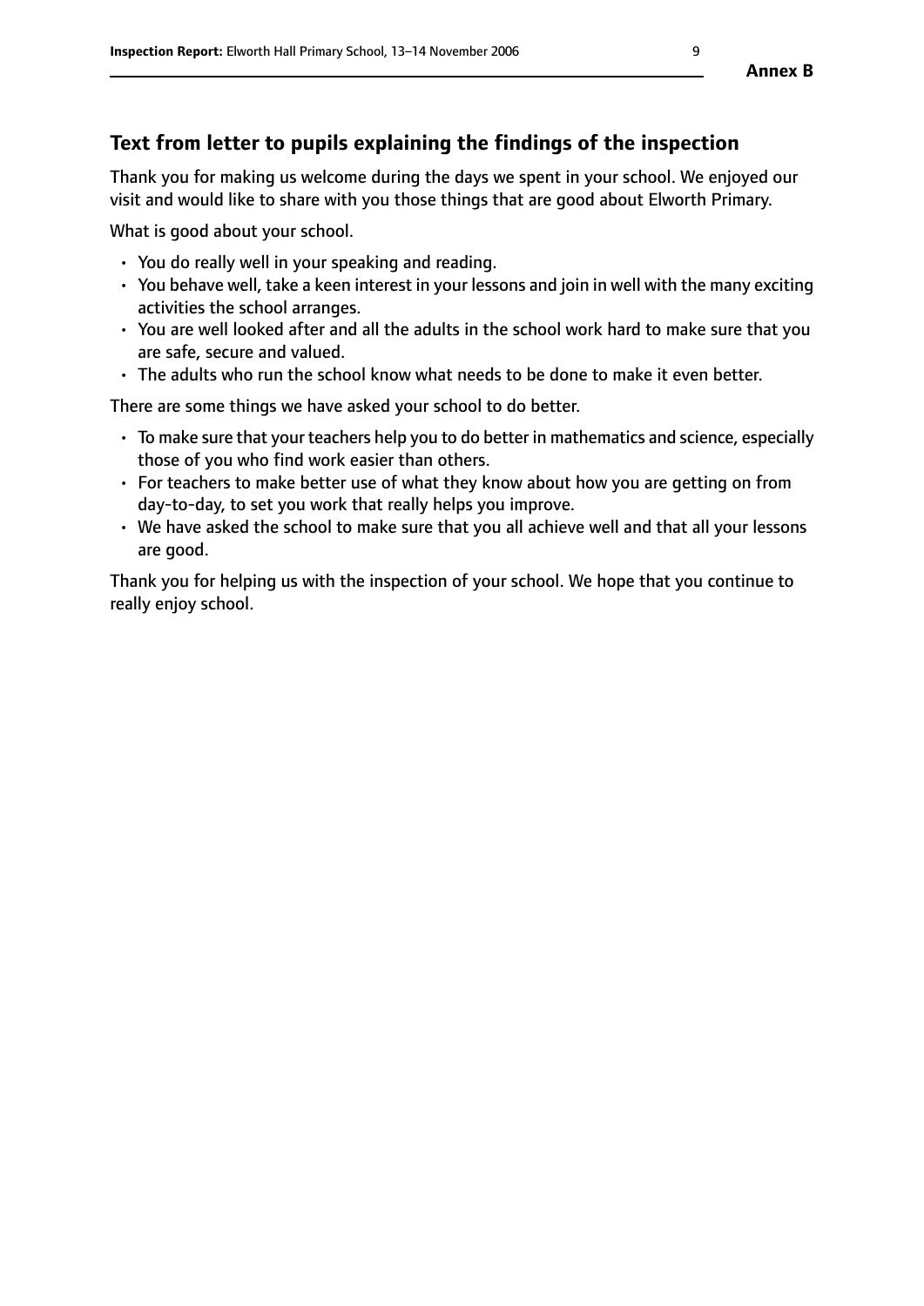## Text from letter to pupils explaining the findings of the inspection

Thank you for making us welcome during the days we spent in your school. We enjoyed our visit and would like to share with you those things that are good about Elworth Primary.

What is good about your school.

- You do really well in your speaking and reading.
- You behave well, take a keen interest in your lessons and join in well with the many exciting activities the school arranges.
- You are well looked after and all the adults in the school work hard to make sure that you are safe, secure and valued.
- The adults who run the school know what needs to be done to make it even better.

There are some things we have asked your school to do better.

- To make sure that your teachers help you to do better in mathematics and science, especially those of you who find work easier than others.
- For teachers to make better use of what they know about how you are getting on from day-to-day, to set you work that really helps you improve.
- We have asked the school to make sure that you all achieve well and that all your lessons are good.

Thank you for helping us with the inspection of your school. We hope that you continue to really enjoy school.